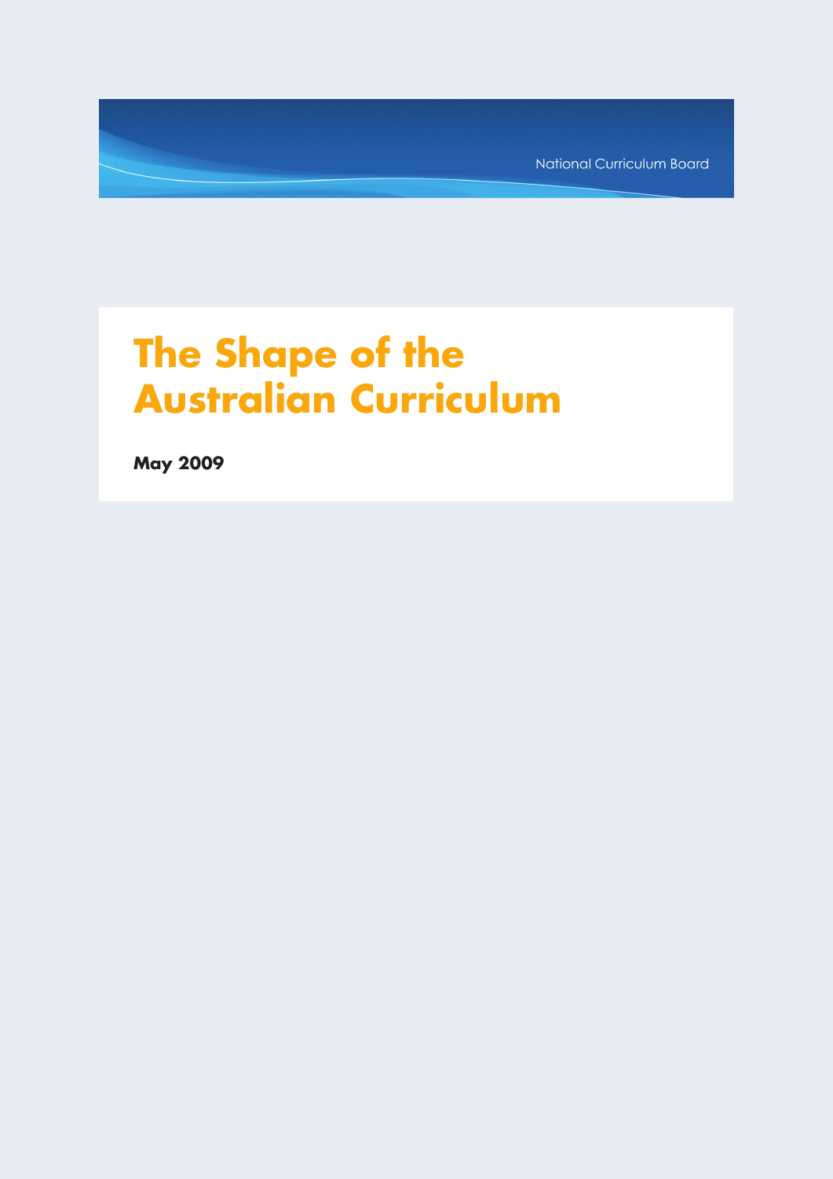National Curriculum Board

# The Shape of the Australian Curriculum

**May 2009**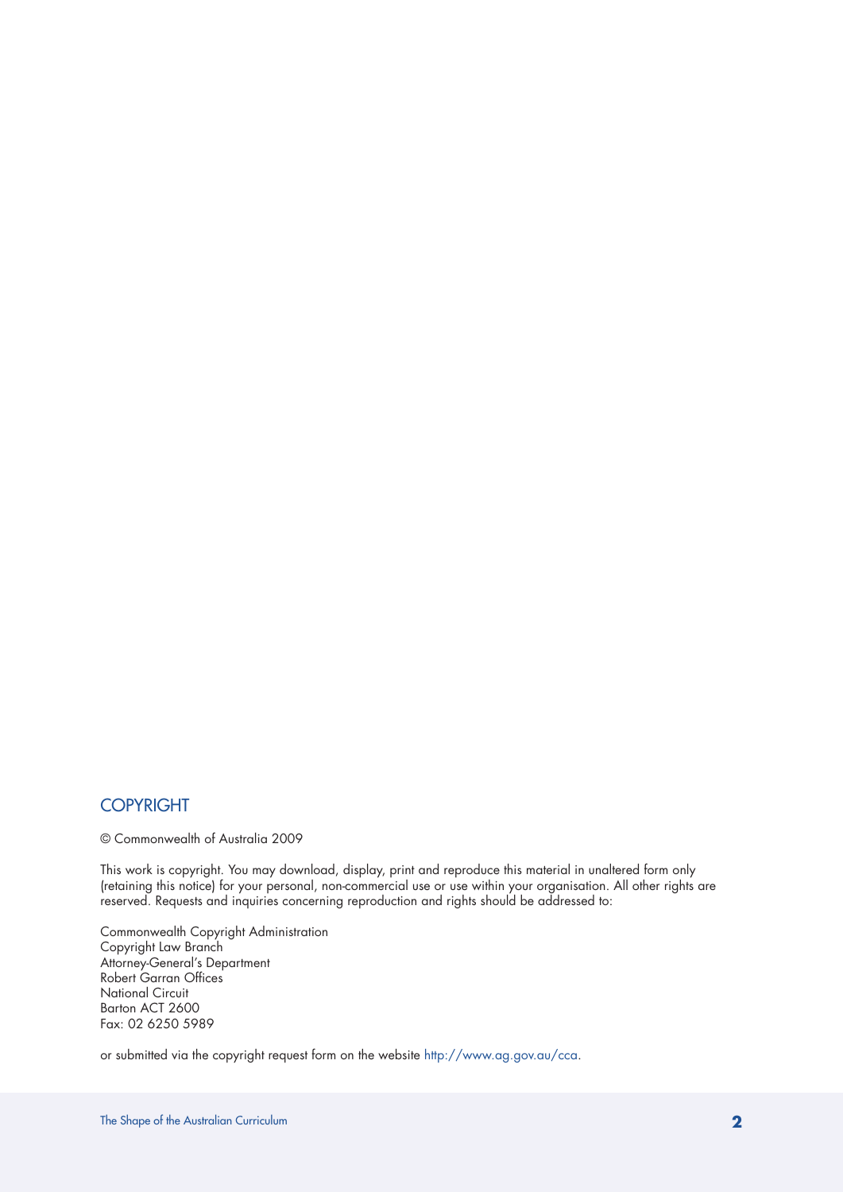## COPYRIGHT

© Commonwealth of Australia 2009

This work is copyright. You may download, display, print and reproduce this material in unaltered form only (retaining this notice) for your personal, non-commercial use or use within your organisation. All other rights are reserved. Requests and inquiries concerning reproduction and rights should be addressed to:

Commonwealth Copyright Administration  
Copyright Law Branch  
Attorney-General's Department  
Robert Garran Offices  
National Circuit  
Barton ACT 2600  
Fax: 02 6250 5989

or submitted via the copyright request form on the website http://www.ag.gov.au/cca.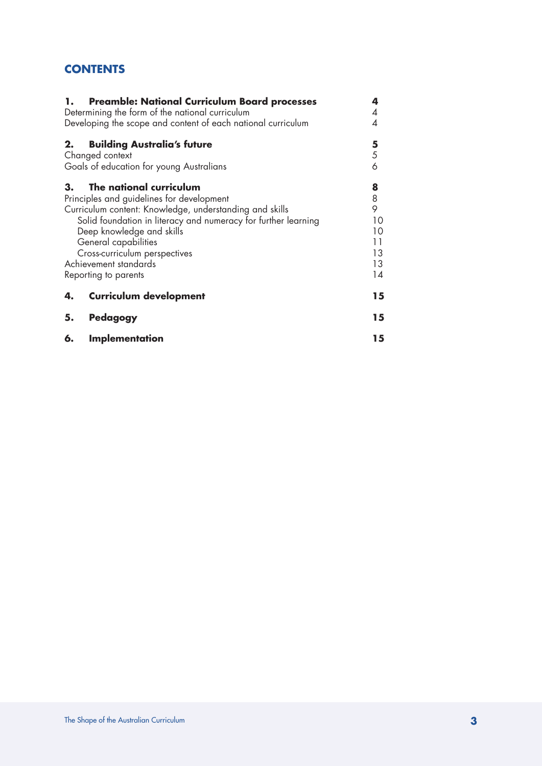# CONTENTS

| | |
|---|---|
| **1. Preamble: National Curriculum Board processes** | **4** |
| Determining the form of the national curriculum | 4 |
| Developing the scope and content of each national curriculum | 4 |
| **2. Building Australia's future** | **5** |
| Changed context | 5 |
| Goals of education for young Australians | 6 |
| **3. The national curriculum** | **8** |
| Principles and guidelines for development | 8 |
| Curriculum content: Knowledge, understanding and skills | 9 |
| Solid foundation in literacy and numeracy for further learning | 10 |
| Deep knowledge and skills | 10 |
| General capabilities | 11 |
| Cross-curriculum perspectives | 13 |
| Achievement standards | 13 |
| Reporting to parents | 14 |
| **4. Curriculum development** | **15** |
| **5. Pedagogy** | **15** |
| **6. Implementation** | **15** |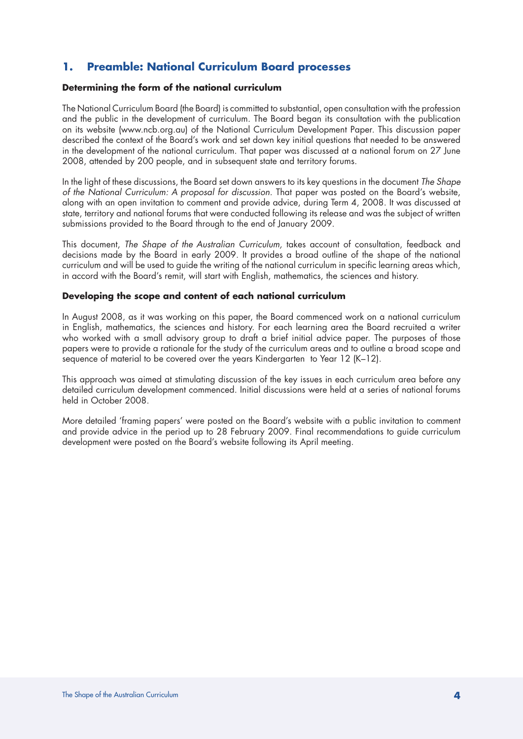## 1. Preamble: National Curriculum Board processes

### Determining the form of the national curriculum

The National Curriculum Board (the Board) is committed to substantial, open consultation with the profession and the public in the development of curriculum. The Board began its consultation with the publication on its website (www.ncb.org.au) of the National Curriculum Development Paper. This discussion paper described the context of the Board's work and set down key initial questions that needed to be answered in the development of the national curriculum. That paper was discussed at a national forum on 27 June 2008, attended by 200 people, and in subsequent state and territory forums.

In the light of these discussions, the Board set down answers to its key questions in the document *The Shape of the National Curriculum: A proposal for discussion.* That paper was posted on the Board's website, along with an open invitation to comment and provide advice, during Term 4, 2008. It was discussed at state, territory and national forums that were conducted following its release and was the subject of written submissions provided to the Board through to the end of January 2009.

This document, *The Shape of the Australian Curriculum,* takes account of consultation, feedback and decisions made by the Board in early 2009. It provides a broad outline of the shape of the national curriculum and will be used to guide the writing of the national curriculum in specific learning areas which, in accord with the Board's remit, will start with English, mathematics, the sciences and history.

### Developing the scope and content of each national curriculum

In August 2008, as it was working on this paper, the Board commenced work on a national curriculum in English, mathematics, the sciences and history. For each learning area the Board recruited a writer who worked with a small advisory group to draft a brief initial advice paper. The purposes of those papers were to provide a rationale for the study of the curriculum areas and to outline a broad scope and sequence of material to be covered over the years Kindergarten to Year 12 (K–12).

This approach was aimed at stimulating discussion of the key issues in each curriculum area before any detailed curriculum development commenced. Initial discussions were held at a series of national forums held in October 2008.

More detailed 'framing papers' were posted on the Board's website with a public invitation to comment and provide advice in the period up to 28 February 2009. Final recommendations to guide curriculum development were posted on the Board's website following its April meeting.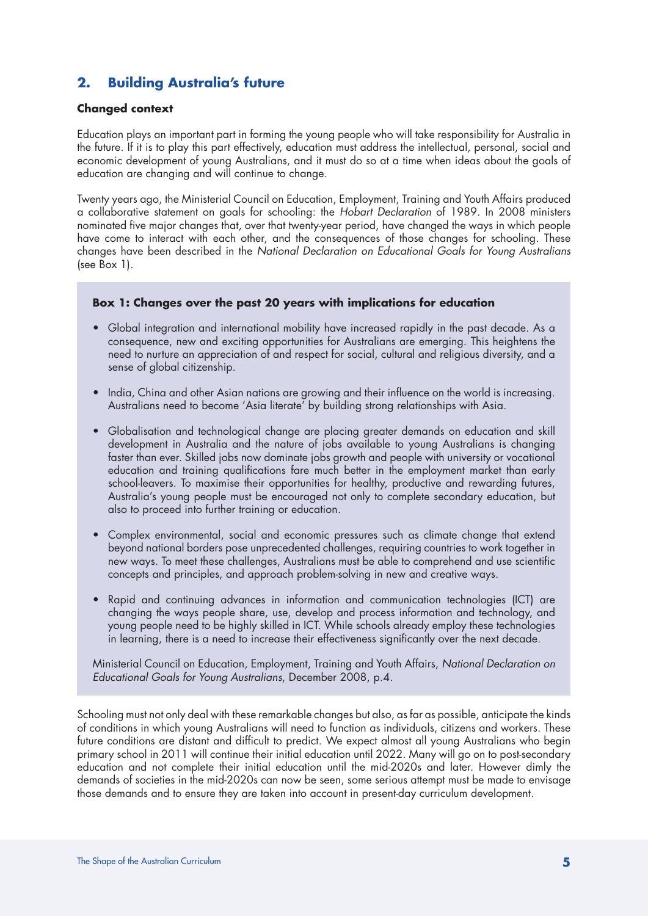## 2. Building Australia's future

**Changed context**

Education plays an important part in forming the young people who will take responsibility for Australia in the future. If it is to play this part effectively, education must address the intellectual, personal, social and economic development of young Australians, and it must do so at a time when ideas about the goals of education are changing and will continue to change.

Twenty years ago, the Ministerial Council on Education, Employment, Training and Youth Affairs produced a collaborative statement on goals for schooling: the *Hobart Declaration* of 1989. In 2008 ministers nominated five major changes that, over that twenty-year period, have changed the ways in which people have come to interact with each other, and the consequences of those changes for schooling. These changes have been described in the *National Declaration on Educational Goals for Young Australians* (see Box 1).

**Box 1: Changes over the past 20 years with implications for education**

- Global integration and international mobility have increased rapidly in the past decade. As a consequence, new and exciting opportunities for Australians are emerging. This heightens the need to nurture an appreciation of and respect for social, cultural and religious diversity, and a sense of global citizenship.
- India, China and other Asian nations are growing and their influence on the world is increasing. Australians need to become 'Asia literate' by building strong relationships with Asia.
- Globalisation and technological change are placing greater demands on education and skill development in Australia and the nature of jobs available to young Australians is changing faster than ever. Skilled jobs now dominate jobs growth and people with university or vocational education and training qualifications fare much better in the employment market than early school-leavers. To maximise their opportunities for healthy, productive and rewarding futures, Australia's young people must be encouraged not only to complete secondary education, but also to proceed into further training or education.
- Complex environmental, social and economic pressures such as climate change that extend beyond national borders pose unprecedented challenges, requiring countries to work together in new ways. To meet these challenges, Australians must be able to comprehend and use scientific concepts and principles, and approach problem-solving in new and creative ways.
- Rapid and continuing advances in information and communication technologies (ICT) are changing the ways people share, use, develop and process information and technology, and young people need to be highly skilled in ICT. While schools already employ these technologies in learning, there is a need to increase their effectiveness significantly over the next decade.

Ministerial Council on Education, Employment, Training and Youth Affairs, *National Declaration on Educational Goals for Young Australians*, December 2008, p.4.

Schooling must not only deal with these remarkable changes but also, as far as possible, anticipate the kinds of conditions in which young Australians will need to function as individuals, citizens and workers. These future conditions are distant and difficult to predict. We expect almost all young Australians who begin primary school in 2011 will continue their initial education until 2022. Many will go on to post-secondary education and not complete their initial education until the mid-2020s and later. However dimly the demands of societies in the mid-2020s can now be seen, some serious attempt must be made to envisage those demands and to ensure they are taken into account in present-day curriculum development.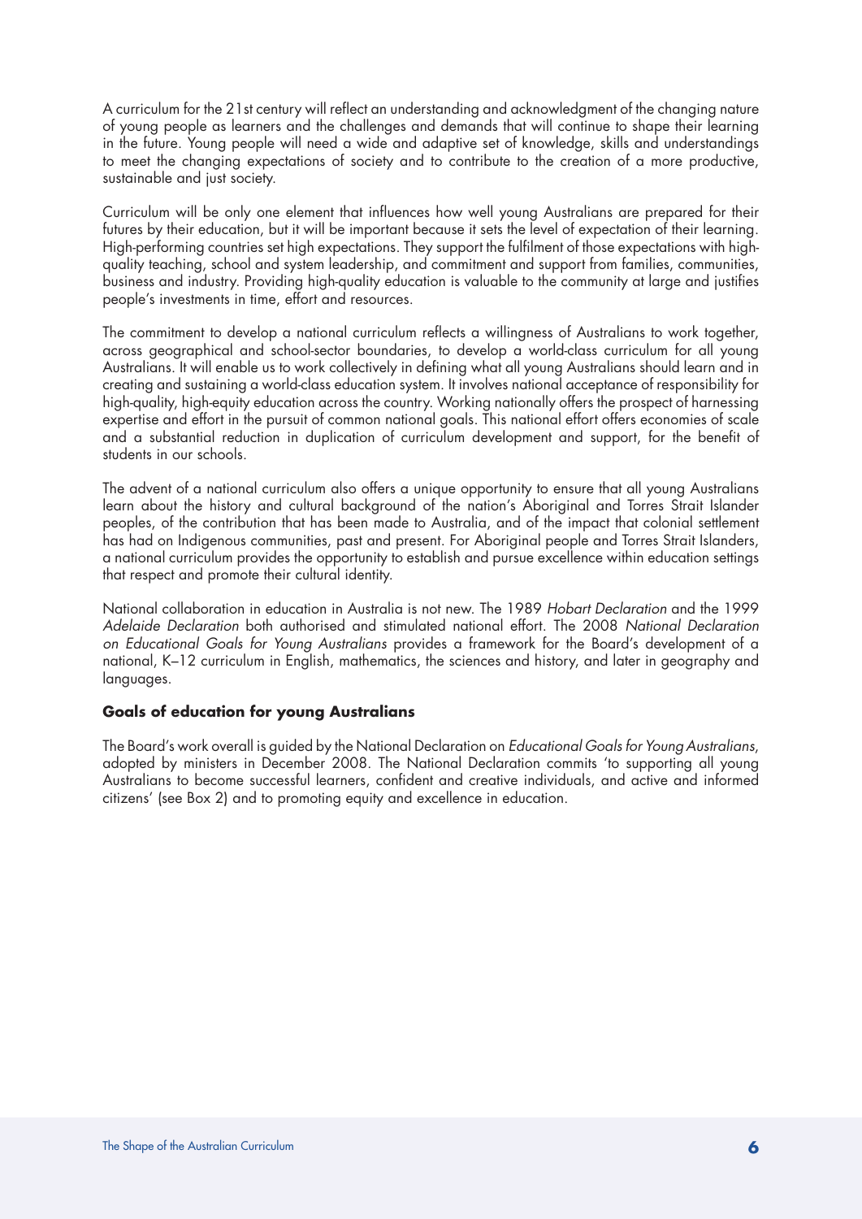A curriculum for the 21st century will reflect an understanding and acknowledgment of the changing nature of young people as learners and the challenges and demands that will continue to shape their learning in the future. Young people will need a wide and adaptive set of knowledge, skills and understandings to meet the changing expectations of society and to contribute to the creation of a more productive, sustainable and just society.

Curriculum will be only one element that influences how well young Australians are prepared for their futures by their education, but it will be important because it sets the level of expectation of their learning. High-performing countries set high expectations. They support the fulfilment of those expectations with high-quality teaching, school and system leadership, and commitment and support from families, communities, business and industry. Providing high-quality education is valuable to the community at large and justifies people's investments in time, effort and resources.

The commitment to develop a national curriculum reflects a willingness of Australians to work together, across geographical and school-sector boundaries, to develop a world-class curriculum for all young Australians. It will enable us to work collectively in defining what all young Australians should learn and in creating and sustaining a world-class education system. It involves national acceptance of responsibility for high-quality, high-equity education across the country. Working nationally offers the prospect of harnessing expertise and effort in the pursuit of common national goals. This national effort offers economies of scale and a substantial reduction in duplication of curriculum development and support, for the benefit of students in our schools.

The advent of a national curriculum also offers a unique opportunity to ensure that all young Australians learn about the history and cultural background of the nation's Aboriginal and Torres Strait Islander peoples, of the contribution that has been made to Australia, and of the impact that colonial settlement has had on Indigenous communities, past and present. For Aboriginal people and Torres Strait Islanders, a national curriculum provides the opportunity to establish and pursue excellence within education settings that respect and promote their cultural identity.

National collaboration in education in Australia is not new. The 1989 *Hobart Declaration* and the 1999 *Adelaide Declaration* both authorised and stimulated national effort. The 2008 *National Declaration on Educational Goals for Young Australians* provides a framework for the Board's development of a national, K–12 curriculum in English, mathematics, the sciences and history, and later in geography and languages.

### Goals of education for young Australians

The Board's work overall is guided by the National Declaration on *Educational Goals for Young Australians*, adopted by ministers in December 2008. The National Declaration commits 'to supporting all young Australians to become successful learners, confident and creative individuals, and active and informed citizens' (see Box 2) and to promoting equity and excellence in education.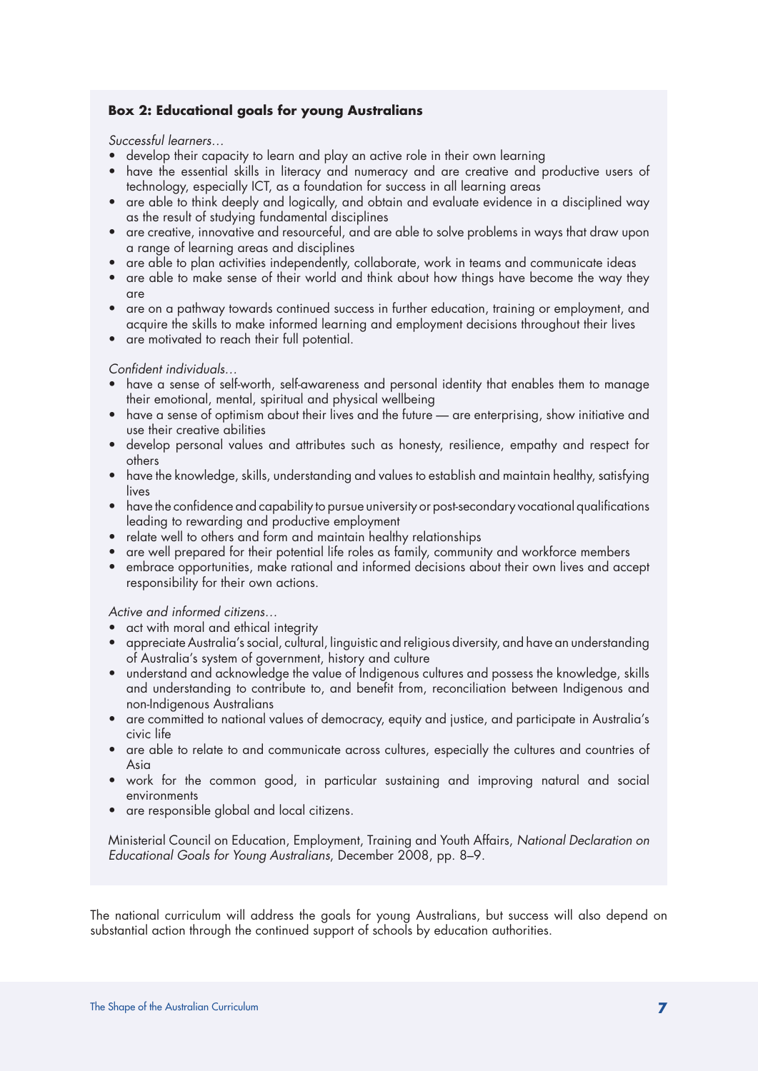**Box 2: Educational goals for young Australians**

*Successful learners…*

- develop their capacity to learn and play an active role in their own learning
- have the essential skills in literacy and numeracy and are creative and productive users of technology, especially ICT, as a foundation for success in all learning areas
- are able to think deeply and logically, and obtain and evaluate evidence in a disciplined way as the result of studying fundamental disciplines
- are creative, innovative and resourceful, and are able to solve problems in ways that draw upon a range of learning areas and disciplines
- are able to plan activities independently, collaborate, work in teams and communicate ideas
- are able to make sense of their world and think about how things have become the way they are
- are on a pathway towards continued success in further education, training or employment, and acquire the skills to make informed learning and employment decisions throughout their lives
- are motivated to reach their full potential.

*Confident individuals…*

- have a sense of self-worth, self-awareness and personal identity that enables them to manage their emotional, mental, spiritual and physical wellbeing
- have a sense of optimism about their lives and the future — are enterprising, show initiative and use their creative abilities
- develop personal values and attributes such as honesty, resilience, empathy and respect for others
- have the knowledge, skills, understanding and values to establish and maintain healthy, satisfying lives
- have the confidence and capability to pursue university or post-secondary vocational qualifications leading to rewarding and productive employment
- relate well to others and form and maintain healthy relationships
- are well prepared for their potential life roles as family, community and workforce members
- embrace opportunities, make rational and informed decisions about their own lives and accept responsibility for their own actions.

*Active and informed citizens…*

- act with moral and ethical integrity
- appreciate Australia's social, cultural, linguistic and religious diversity, and have an understanding of Australia's system of government, history and culture
- understand and acknowledge the value of Indigenous cultures and possess the knowledge, skills and understanding to contribute to, and benefit from, reconciliation between Indigenous and non-Indigenous Australians
- are committed to national values of democracy, equity and justice, and participate in Australia's civic life
- are able to relate to and communicate across cultures, especially the cultures and countries of Asia
- work for the common good, in particular sustaining and improving natural and social environments
- are responsible global and local citizens.

Ministerial Council on Education, Employment, Training and Youth Affairs, *National Declaration on Educational Goals for Young Australians*, December 2008, pp. 8–9.

The national curriculum will address the goals for young Australians, but success will also depend on substantial action through the continued support of schools by education authorities.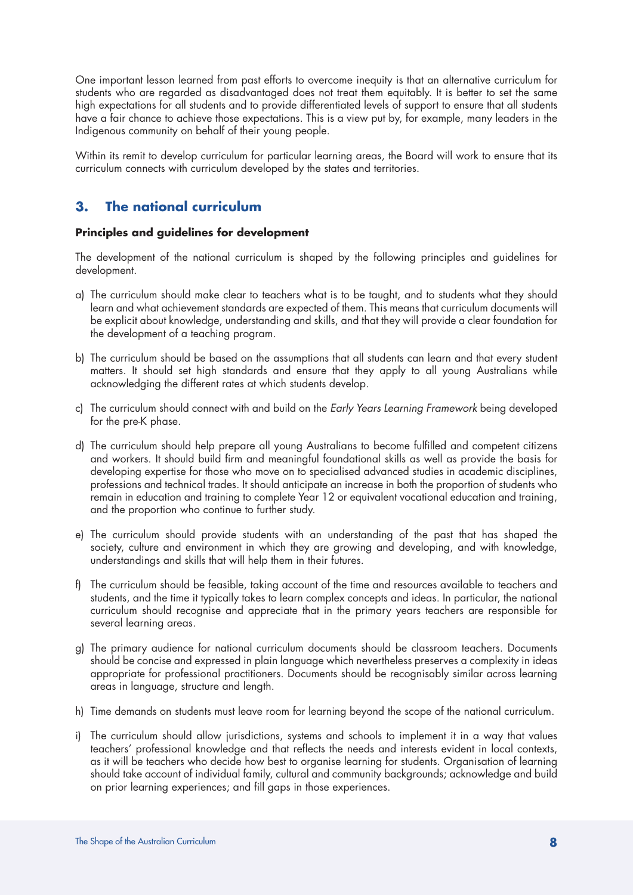One important lesson learned from past efforts to overcome inequity is that an alternative curriculum for students who are regarded as disadvantaged does not treat them equitably. It is better to set the same high expectations for all students and to provide differentiated levels of support to ensure that all students have a fair chance to achieve those expectations. This is a view put by, for example, many leaders in the Indigenous community on behalf of their young people.

Within its remit to develop curriculum for particular learning areas, the Board will work to ensure that its curriculum connects with curriculum developed by the states and territories.

## 3. The national curriculum

### Principles and guidelines for development

The development of the national curriculum is shaped by the following principles and guidelines for development.

a) The curriculum should make clear to teachers what is to be taught, and to students what they should learn and what achievement standards are expected of them. This means that curriculum documents will be explicit about knowledge, understanding and skills, and that they will provide a clear foundation for the development of a teaching program.

b) The curriculum should be based on the assumptions that all students can learn and that every student matters. It should set high standards and ensure that they apply to all young Australians while acknowledging the different rates at which students develop.

c) The curriculum should connect with and build on the *Early Years Learning Framework* being developed for the pre-K phase.

d) The curriculum should help prepare all young Australians to become fulfilled and competent citizens and workers. It should build firm and meaningful foundational skills as well as provide the basis for developing expertise for those who move on to specialised advanced studies in academic disciplines, professions and technical trades. It should anticipate an increase in both the proportion of students who remain in education and training to complete Year 12 or equivalent vocational education and training, and the proportion who continue to further study.

e) The curriculum should provide students with an understanding of the past that has shaped the society, culture and environment in which they are growing and developing, and with knowledge, understandings and skills that will help them in their futures.

f) The curriculum should be feasible, taking account of the time and resources available to teachers and students, and the time it typically takes to learn complex concepts and ideas. In particular, the national curriculum should recognise and appreciate that in the primary years teachers are responsible for several learning areas.

g) The primary audience for national curriculum documents should be classroom teachers. Documents should be concise and expressed in plain language which nevertheless preserves a complexity in ideas appropriate for professional practitioners. Documents should be recognisably similar across learning areas in language, structure and length.

h) Time demands on students must leave room for learning beyond the scope of the national curriculum.

i) The curriculum should allow jurisdictions, systems and schools to implement it in a way that values teachers' professional knowledge and that reflects the needs and interests evident in local contexts, as it will be teachers who decide how best to organise learning for students. Organisation of learning should take account of individual family, cultural and community backgrounds; acknowledge and build on prior learning experiences; and fill gaps in those experiences.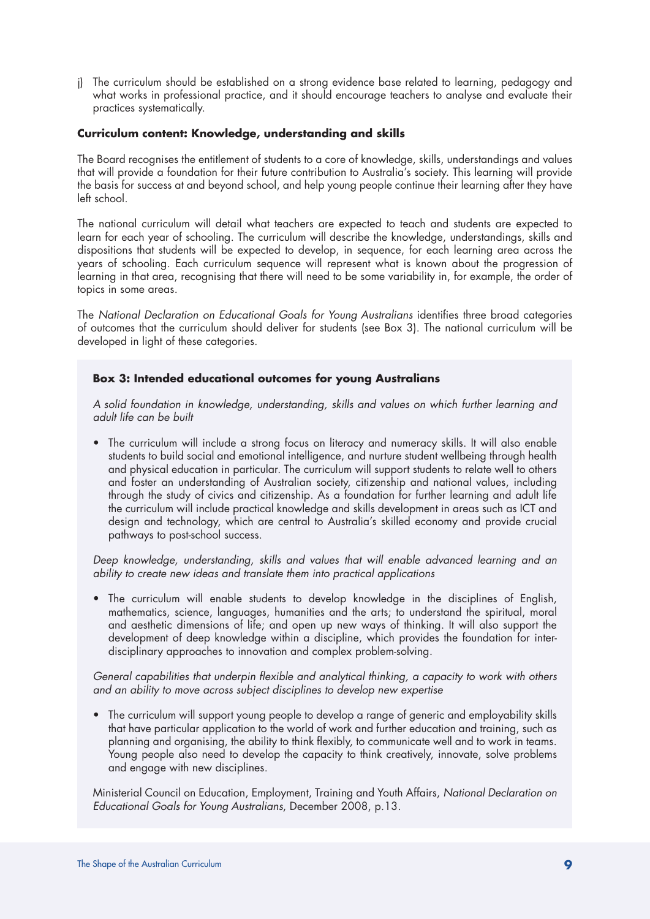j) The curriculum should be established on a strong evidence base related to learning, pedagogy and what works in professional practice, and it should encourage teachers to analyse and evaluate their practices systematically.

### Curriculum content: Knowledge, understanding and skills

The Board recognises the entitlement of students to a core of knowledge, skills, understandings and values that will provide a foundation for their future contribution to Australia's society. This learning will provide the basis for success at and beyond school, and help young people continue their learning after they have left school.

The national curriculum will detail what teachers are expected to teach and students are expected to learn for each year of schooling. The curriculum will describe the knowledge, understandings, skills and dispositions that students will be expected to develop, in sequence, for each learning area across the years of schooling. Each curriculum sequence will represent what is known about the progression of learning in that area, recognising that there will need to be some variability in, for example, the order of topics in some areas.

The *National Declaration on Educational Goals for Young Australians* identifies three broad categories of outcomes that the curriculum should deliver for students (see Box 3). The national curriculum will be developed in light of these categories.

#### Box 3: Intended educational outcomes for young Australians

*A solid foundation in knowledge, understanding, skills and values on which further learning and adult life can be built*

- The curriculum will include a strong focus on literacy and numeracy skills. It will also enable students to build social and emotional intelligence, and nurture student wellbeing through health and physical education in particular. The curriculum will support students to relate well to others and foster an understanding of Australian society, citizenship and national values, including through the study of civics and citizenship. As a foundation for further learning and adult life the curriculum will include practical knowledge and skills development in areas such as ICT and design and technology, which are central to Australia's skilled economy and provide crucial pathways to post-school success.

*Deep knowledge, understanding, skills and values that will enable advanced learning and an ability to create new ideas and translate them into practical applications*

- The curriculum will enable students to develop knowledge in the disciplines of English, mathematics, science, languages, humanities and the arts; to understand the spiritual, moral and aesthetic dimensions of life; and open up new ways of thinking. It will also support the development of deep knowledge within a discipline, which provides the foundation for inter-disciplinary approaches to innovation and complex problem-solving.

*General capabilities that underpin flexible and analytical thinking, a capacity to work with others and an ability to move across subject disciplines to develop new expertise*

- The curriculum will support young people to develop a range of generic and employability skills that have particular application to the world of work and further education and training, such as planning and organising, the ability to think flexibly, to communicate well and to work in teams. Young people also need to develop the capacity to think creatively, innovate, solve problems and engage with new disciplines.

Ministerial Council on Education, Employment, Training and Youth Affairs, *National Declaration on Educational Goals for Young Australians*, December 2008, p.13.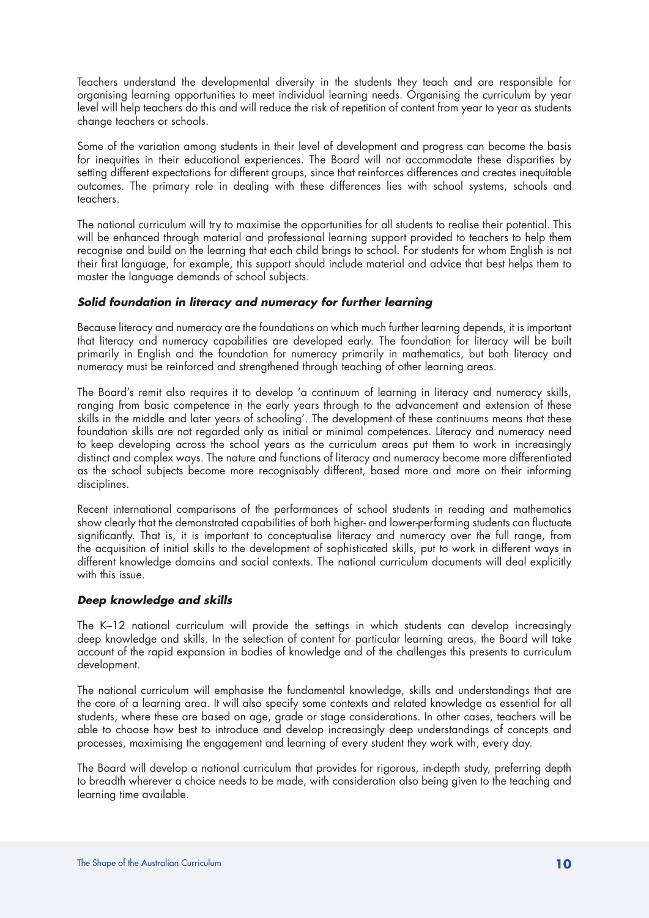Teachers understand the developmental diversity in the students they teach and are responsible for organising learning opportunities to meet individual learning needs. Organising the curriculum by year level will help teachers do this and will reduce the risk of repetition of content from year to year as students change teachers or schools.

Some of the variation among students in their level of development and progress can become the basis for inequities in their educational experiences. The Board will not accommodate these disparities by setting different expectations for different groups, since that reinforces differences and creates inequitable outcomes. The primary role in dealing with these differences lies with school systems, schools and teachers.

The national curriculum will try to maximise the opportunities for all students to realise their potential. This will be enhanced through material and professional learning support provided to teachers to help them recognise and build on the learning that each child brings to school. For students for whom English is not their first language, for example, this support should include material and advice that best helps them to master the language demands of school subjects.

#### *Solid foundation in literacy and numeracy for further learning*

Because literacy and numeracy are the foundations on which much further learning depends, it is important that literacy and numeracy capabilities are developed early. The foundation for literacy will be built primarily in English and the foundation for numeracy primarily in mathematics, but both literacy and numeracy must be reinforced and strengthened through teaching of other learning areas.

The Board's remit also requires it to develop 'a continuum of learning in literacy and numeracy skills, ranging from basic competence in the early years through to the advancement and extension of these skills in the middle and later years of schooling'. The development of these continuums means that these foundation skills are not regarded only as initial or minimal competences. Literacy and numeracy need to keep developing across the school years as the curriculum areas put them to work in increasingly distinct and complex ways. The nature and functions of literacy and numeracy become more differentiated as the school subjects become more recognisably different, based more and more on their informing disciplines.

Recent international comparisons of the performances of school students in reading and mathematics show clearly that the demonstrated capabilities of both higher- and lower-performing students can fluctuate significantly. That is, it is important to conceptualise literacy and numeracy over the full range, from the acquisition of initial skills to the development of sophisticated skills, put to work in different ways in different knowledge domains and social contexts. The national curriculum documents will deal explicitly with this issue.

#### *Deep knowledge and skills*

The K–12 national curriculum will provide the settings in which students can develop increasingly deep knowledge and skills. In the selection of content for particular learning areas, the Board will take account of the rapid expansion in bodies of knowledge and of the challenges this presents to curriculum development.

The national curriculum will emphasise the fundamental knowledge, skills and understandings that are the core of a learning area. It will also specify some contexts and related knowledge as essential for all students, where these are based on age, grade or stage considerations. In other cases, teachers will be able to choose how best to introduce and develop increasingly deep understandings of concepts and processes, maximising the engagement and learning of every student they work with, every day.

The Board will develop a national curriculum that provides for rigorous, in-depth study, preferring depth to breadth wherever a choice needs to be made, with consideration also being given to the teaching and learning time available.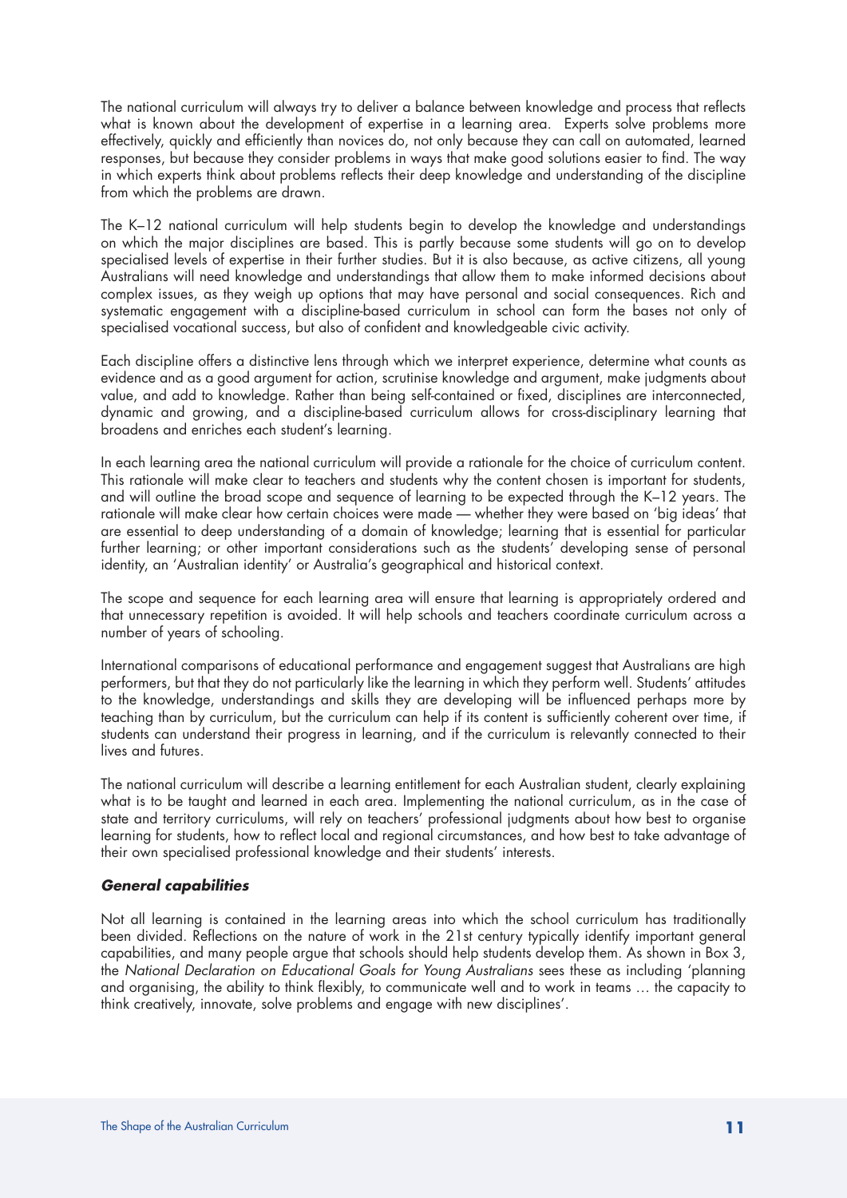The national curriculum will always try to deliver a balance between knowledge and process that reflects what is known about the development of expertise in a learning area. Experts solve problems more effectively, quickly and efficiently than novices do, not only because they can call on automated, learned responses, but because they consider problems in ways that make good solutions easier to find. The way in which experts think about problems reflects their deep knowledge and understanding of the discipline from which the problems are drawn.

The K–12 national curriculum will help students begin to develop the knowledge and understandings on which the major disciplines are based. This is partly because some students will go on to develop specialised levels of expertise in their further studies. But it is also because, as active citizens, all young Australians will need knowledge and understandings that allow them to make informed decisions about complex issues, as they weigh up options that may have personal and social consequences. Rich and systematic engagement with a discipline-based curriculum in school can form the bases not only of specialised vocational success, but also of confident and knowledgeable civic activity.

Each discipline offers a distinctive lens through which we interpret experience, determine what counts as evidence and as a good argument for action, scrutinise knowledge and argument, make judgments about value, and add to knowledge. Rather than being self-contained or fixed, disciplines are interconnected, dynamic and growing, and a discipline-based curriculum allows for cross-disciplinary learning that broadens and enriches each student's learning.

In each learning area the national curriculum will provide a rationale for the choice of curriculum content. This rationale will make clear to teachers and students why the content chosen is important for students, and will outline the broad scope and sequence of learning to be expected through the K–12 years. The rationale will make clear how certain choices were made — whether they were based on 'big ideas' that are essential to deep understanding of a domain of knowledge; learning that is essential for particular further learning; or other important considerations such as the students' developing sense of personal identity, an 'Australian identity' or Australia's geographical and historical context.

The scope and sequence for each learning area will ensure that learning is appropriately ordered and that unnecessary repetition is avoided. It will help schools and teachers coordinate curriculum across a number of years of schooling.

International comparisons of educational performance and engagement suggest that Australians are high performers, but that they do not particularly like the learning in which they perform well. Students' attitudes to the knowledge, understandings and skills they are developing will be influenced perhaps more by teaching than by curriculum, but the curriculum can help if its content is sufficiently coherent over time, if students can understand their progress in learning, and if the curriculum is relevantly connected to their lives and futures.

The national curriculum will describe a learning entitlement for each Australian student, clearly explaining what is to be taught and learned in each area. Implementing the national curriculum, as in the case of state and territory curriculums, will rely on teachers' professional judgments about how best to organise learning for students, how to reflect local and regional circumstances, and how best to take advantage of their own specialised professional knowledge and their students' interests.

#### ***General capabilities***

Not all learning is contained in the learning areas into which the school curriculum has traditionally been divided. Reflections on the nature of work in the 21st century typically identify important general capabilities, and many people argue that schools should help students develop them. As shown in Box 3, the *National Declaration on Educational Goals for Young Australians* sees these as including 'planning and organising, the ability to think flexibly, to communicate well and to work in teams … the capacity to think creatively, innovate, solve problems and engage with new disciplines'.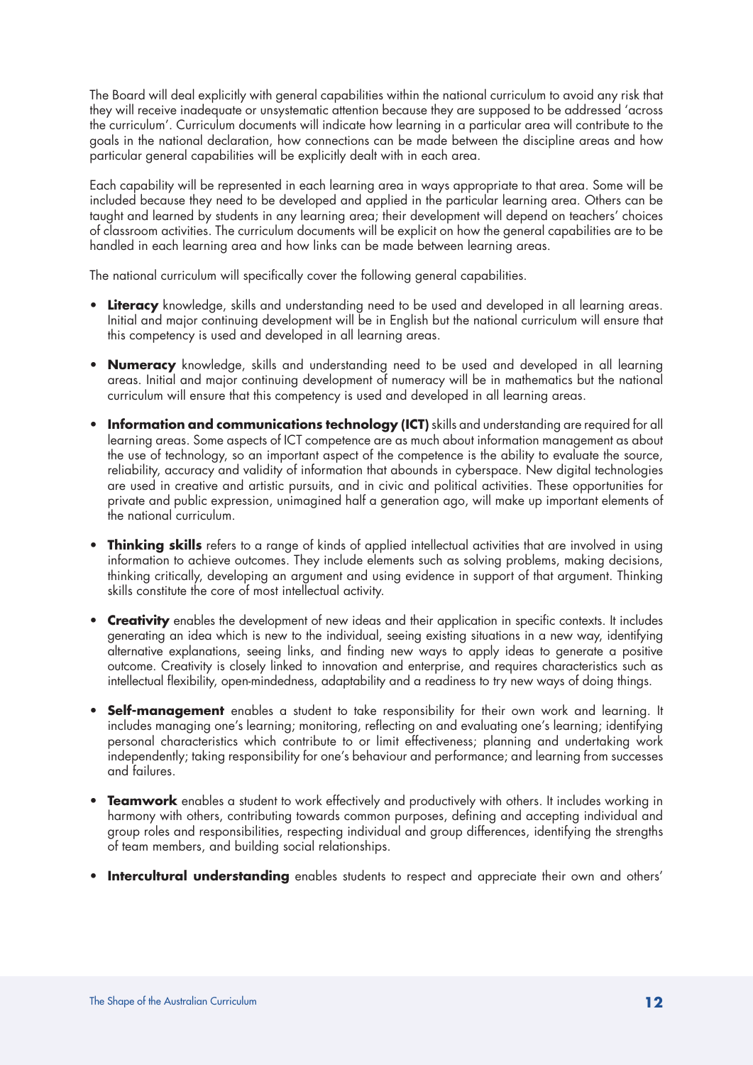The Board will deal explicitly with general capabilities within the national curriculum to avoid any risk that they will receive inadequate or unsystematic attention because they are supposed to be addressed 'across the curriculum'. Curriculum documents will indicate how learning in a particular area will contribute to the goals in the national declaration, how connections can be made between the discipline areas and how particular general capabilities will be explicitly dealt with in each area.

Each capability will be represented in each learning area in ways appropriate to that area. Some will be included because they need to be developed and applied in the particular learning area. Others can be taught and learned by students in any learning area; their development will depend on teachers' choices of classroom activities. The curriculum documents will be explicit on how the general capabilities are to be handled in each learning area and how links can be made between learning areas.

The national curriculum will specifically cover the following general capabilities.

- **Literacy** knowledge, skills and understanding need to be used and developed in all learning areas. Initial and major continuing development will be in English but the national curriculum will ensure that this competency is used and developed in all learning areas.
- **Numeracy** knowledge, skills and understanding need to be used and developed in all learning areas. Initial and major continuing development of numeracy will be in mathematics but the national curriculum will ensure that this competency is used and developed in all learning areas.
- **Information and communications technology (ICT)** skills and understanding are required for all learning areas. Some aspects of ICT competence are as much about information management as about the use of technology, so an important aspect of the competence is the ability to evaluate the source, reliability, accuracy and validity of information that abounds in cyberspace. New digital technologies are used in creative and artistic pursuits, and in civic and political activities. These opportunities for private and public expression, unimagined half a generation ago, will make up important elements of the national curriculum.
- **Thinking skills** refers to a range of kinds of applied intellectual activities that are involved in using information to achieve outcomes. They include elements such as solving problems, making decisions, thinking critically, developing an argument and using evidence in support of that argument. Thinking skills constitute the core of most intellectual activity.
- **Creativity** enables the development of new ideas and their application in specific contexts. It includes generating an idea which is new to the individual, seeing existing situations in a new way, identifying alternative explanations, seeing links, and finding new ways to apply ideas to generate a positive outcome. Creativity is closely linked to innovation and enterprise, and requires characteristics such as intellectual flexibility, open-mindedness, adaptability and a readiness to try new ways of doing things.
- **Self-management** enables a student to take responsibility for their own work and learning. It includes managing one's learning; monitoring, reflecting on and evaluating one's learning; identifying personal characteristics which contribute to or limit effectiveness; planning and undertaking work independently; taking responsibility for one's behaviour and performance; and learning from successes and failures.
- **Teamwork** enables a student to work effectively and productively with others. It includes working in harmony with others, contributing towards common purposes, defining and accepting individual and group roles and responsibilities, respecting individual and group differences, identifying the strengths of team members, and building social relationships.
- **Intercultural understanding** enables students to respect and appreciate their own and others'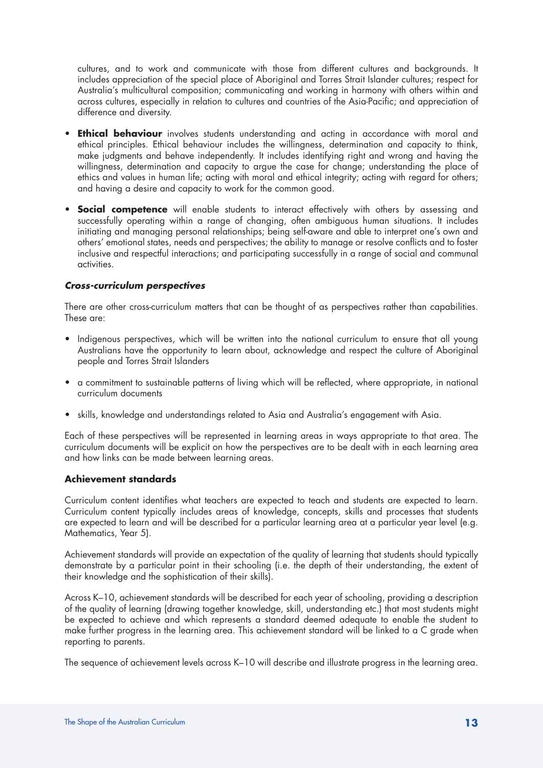cultures, and to work and communicate with those from different cultures and backgrounds. It includes appreciation of the special place of Aboriginal and Torres Strait Islander cultures; respect for Australia's multicultural composition; communicating and working in harmony with others within and across cultures, especially in relation to cultures and countries of the Asia-Pacific; and appreciation of difference and diversity.

- **Ethical behaviour** involves students understanding and acting in accordance with moral and ethical principles. Ethical behaviour includes the willingness, determination and capacity to think, make judgments and behave independently. It includes identifying right and wrong and having the willingness, determination and capacity to argue the case for change; understanding the place of ethics and values in human life; acting with moral and ethical integrity; acting with regard for others; and having a desire and capacity to work for the common good.

- **Social competence** will enable students to interact effectively with others by assessing and successfully operating within a range of changing, often ambiguous human situations. It includes initiating and managing personal relationships; being self-aware and able to interpret one's own and others' emotional states, needs and perspectives; the ability to manage or resolve conflicts and to foster inclusive and respectful interactions; and participating successfully in a range of social and communal activities.

#### *Cross-curriculum perspectives*

There are other cross-curriculum matters that can be thought of as perspectives rather than capabilities. These are:

- Indigenous perspectives, which will be written into the national curriculum to ensure that all young Australians have the opportunity to learn about, acknowledge and respect the culture of Aboriginal people and Torres Strait Islanders

- a commitment to sustainable patterns of living which will be reflected, where appropriate, in national curriculum documents

- skills, knowledge and understandings related to Asia and Australia's engagement with Asia.

Each of these perspectives will be represented in learning areas in ways appropriate to that area. The curriculum documents will be explicit on how the perspectives are to be dealt with in each learning area and how links can be made between learning areas.

### Achievement standards

Curriculum content identifies what teachers are expected to teach and students are expected to learn. Curriculum content typically includes areas of knowledge, concepts, skills and processes that students are expected to learn and will be described for a particular learning area at a particular year level (e.g. Mathematics, Year 5).

Achievement standards will provide an expectation of the quality of learning that students should typically demonstrate by a particular point in their schooling (i.e. the depth of their understanding, the extent of their knowledge and the sophistication of their skills).

Across K–10, achievement standards will be described for each year of schooling, providing a description of the quality of learning (drawing together knowledge, skill, understanding etc.) that most students might be expected to achieve and which represents a standard deemed adequate to enable the student to make further progress in the learning area. This achievement standard will be linked to a C grade when reporting to parents.

The sequence of achievement levels across K–10 will describe and illustrate progress in the learning area.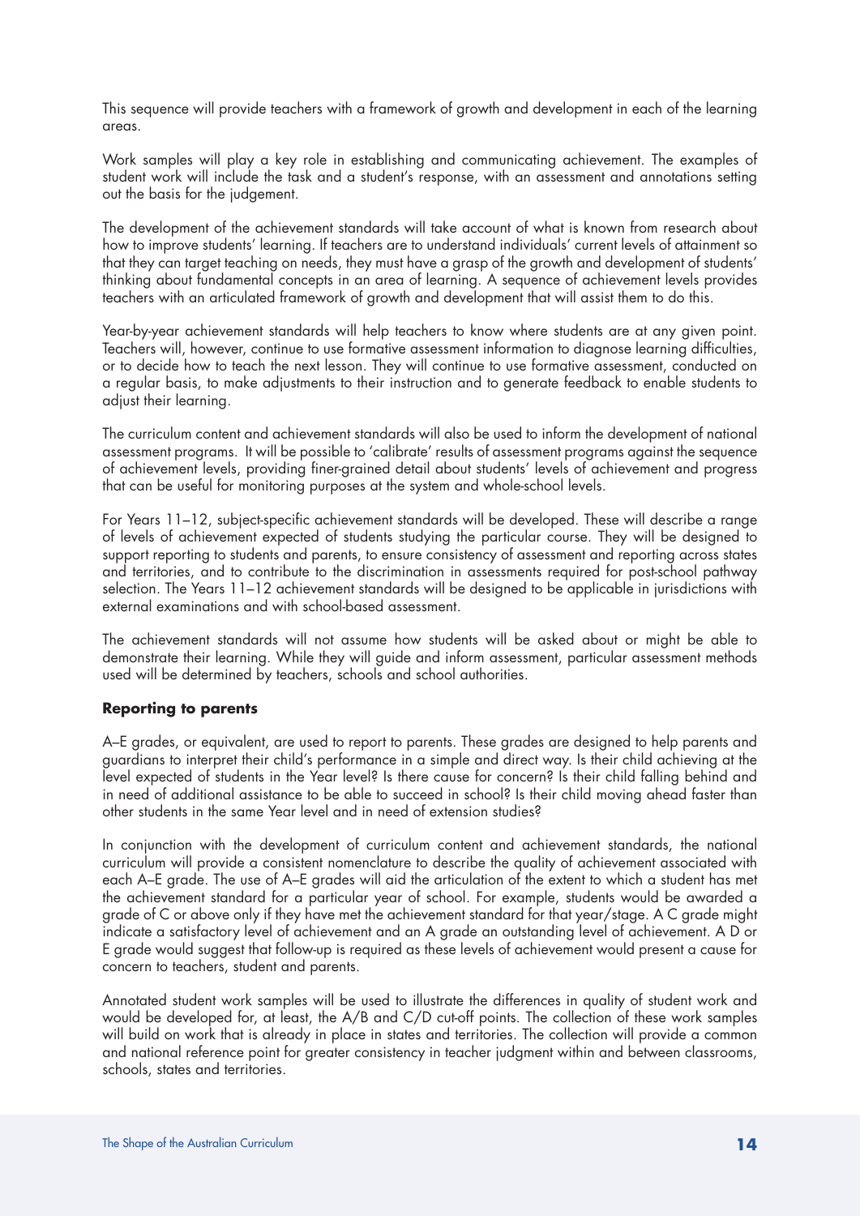This sequence will provide teachers with a framework of growth and development in each of the learning areas.

Work samples will play a key role in establishing and communicating achievement. The examples of student work will include the task and a student's response, with an assessment and annotations setting out the basis for the judgement.

The development of the achievement standards will take account of what is known from research about how to improve students' learning. If teachers are to understand individuals' current levels of attainment so that they can target teaching on needs, they must have a grasp of the growth and development of students' thinking about fundamental concepts in an area of learning. A sequence of achievement levels provides teachers with an articulated framework of growth and development that will assist them to do this.

Year-by-year achievement standards will help teachers to know where students are at any given point. Teachers will, however, continue to use formative assessment information to diagnose learning difficulties, or to decide how to teach the next lesson. They will continue to use formative assessment, conducted on a regular basis, to make adjustments to their instruction and to generate feedback to enable students to adjust their learning.

The curriculum content and achievement standards will also be used to inform the development of national assessment programs. It will be possible to 'calibrate' results of assessment programs against the sequence of achievement levels, providing finer-grained detail about students' levels of achievement and progress that can be useful for monitoring purposes at the system and whole-school levels.

For Years 11–12, subject-specific achievement standards will be developed. These will describe a range of levels of achievement expected of students studying the particular course. They will be designed to support reporting to students and parents, to ensure consistency of assessment and reporting across states and territories, and to contribute to the discrimination in assessments required for post-school pathway selection. The Years 11–12 achievement standards will be designed to be applicable in jurisdictions with external examinations and with school-based assessment.

The achievement standards will not assume how students will be asked about or might be able to demonstrate their learning. While they will guide and inform assessment, particular assessment methods used will be determined by teachers, schools and school authorities.

**Reporting to parents**

A–E grades, or equivalent, are used to report to parents. These grades are designed to help parents and guardians to interpret their child's performance in a simple and direct way. Is their child achieving at the level expected of students in the Year level? Is there cause for concern? Is their child falling behind and in need of additional assistance to be able to succeed in school? Is their child moving ahead faster than other students in the same Year level and in need of extension studies?

In conjunction with the development of curriculum content and achievement standards, the national curriculum will provide a consistent nomenclature to describe the quality of achievement associated with each A–E grade. The use of A–E grades will aid the articulation of the extent to which a student has met the achievement standard for a particular year of school. For example, students would be awarded a grade of C or above only if they have met the achievement standard for that year/stage. A C grade might indicate a satisfactory level of achievement and an A grade an outstanding level of achievement. A D or E grade would suggest that follow-up is required as these levels of achievement would present a cause for concern to teachers, student and parents.

Annotated student work samples will be used to illustrate the differences in quality of student work and would be developed for, at least, the A/B and C/D cut-off points. The collection of these work samples will build on work that is already in place in states and territories. The collection will provide a common and national reference point for greater consistency in teacher judgment within and between classrooms, schools, states and territories.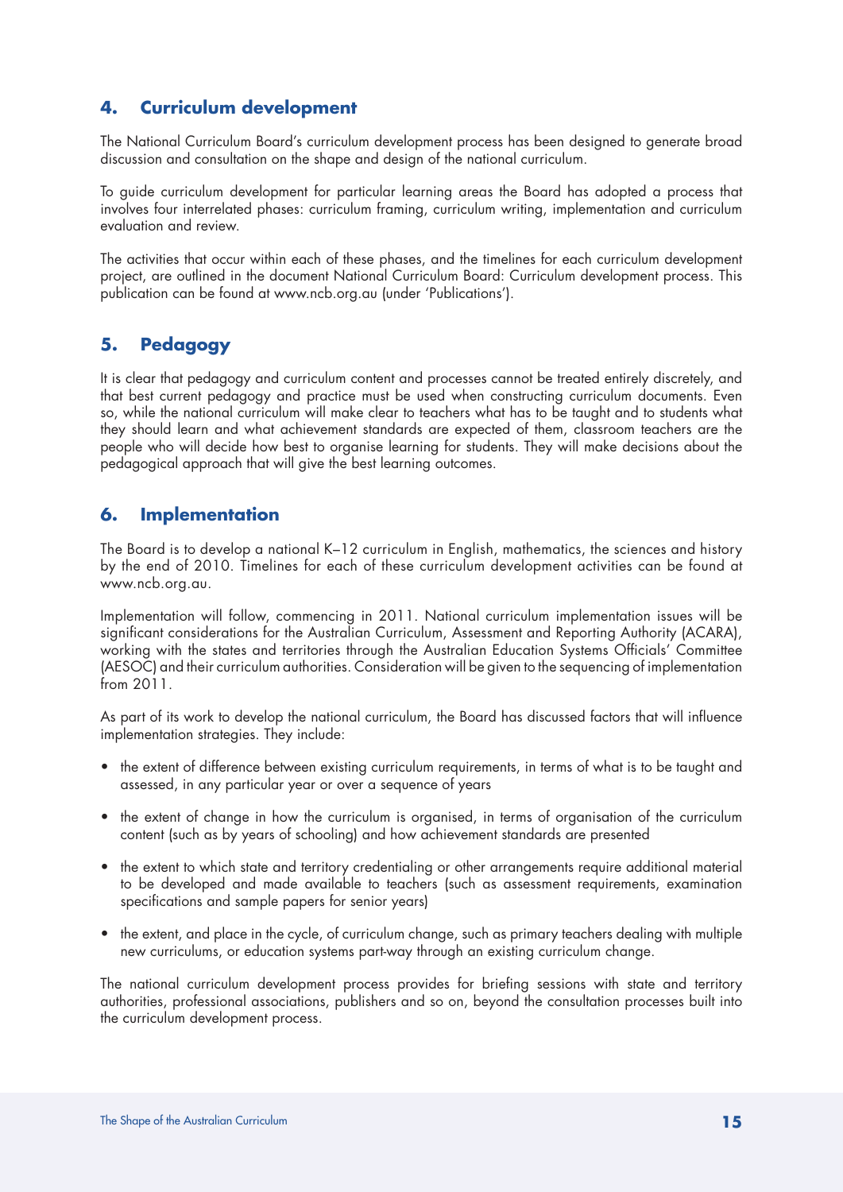## 4. Curriculum development

The National Curriculum Board's curriculum development process has been designed to generate broad discussion and consultation on the shape and design of the national curriculum.

To guide curriculum development for particular learning areas the Board has adopted a process that involves four interrelated phases: curriculum framing, curriculum writing, implementation and curriculum evaluation and review.

The activities that occur within each of these phases, and the timelines for each curriculum development project, are outlined in the document National Curriculum Board: Curriculum development process. This publication can be found at www.ncb.org.au (under 'Publications').

## 5. Pedagogy

It is clear that pedagogy and curriculum content and processes cannot be treated entirely discretely, and that best current pedagogy and practice must be used when constructing curriculum documents. Even so, while the national curriculum will make clear to teachers what has to be taught and to students what they should learn and what achievement standards are expected of them, classroom teachers are the people who will decide how best to organise learning for students. They will make decisions about the pedagogical approach that will give the best learning outcomes.

## 6. Implementation

The Board is to develop a national K–12 curriculum in English, mathematics, the sciences and history by the end of 2010. Timelines for each of these curriculum development activities can be found at www.ncb.org.au.

Implementation will follow, commencing in 2011. National curriculum implementation issues will be significant considerations for the Australian Curriculum, Assessment and Reporting Authority (ACARA), working with the states and territories through the Australian Education Systems Officials' Committee (AESOC) and their curriculum authorities. Consideration will be given to the sequencing of implementation from 2011.

As part of its work to develop the national curriculum, the Board has discussed factors that will influence implementation strategies. They include:

- the extent of difference between existing curriculum requirements, in terms of what is to be taught and assessed, in any particular year or over a sequence of years
- the extent of change in how the curriculum is organised, in terms of organisation of the curriculum content (such as by years of schooling) and how achievement standards are presented
- the extent to which state and territory credentialing or other arrangements require additional material to be developed and made available to teachers (such as assessment requirements, examination specifications and sample papers for senior years)
- the extent, and place in the cycle, of curriculum change, such as primary teachers dealing with multiple new curriculums, or education systems part-way through an existing curriculum change.

The national curriculum development process provides for briefing sessions with state and territory authorities, professional associations, publishers and so on, beyond the consultation processes built into the curriculum development process.